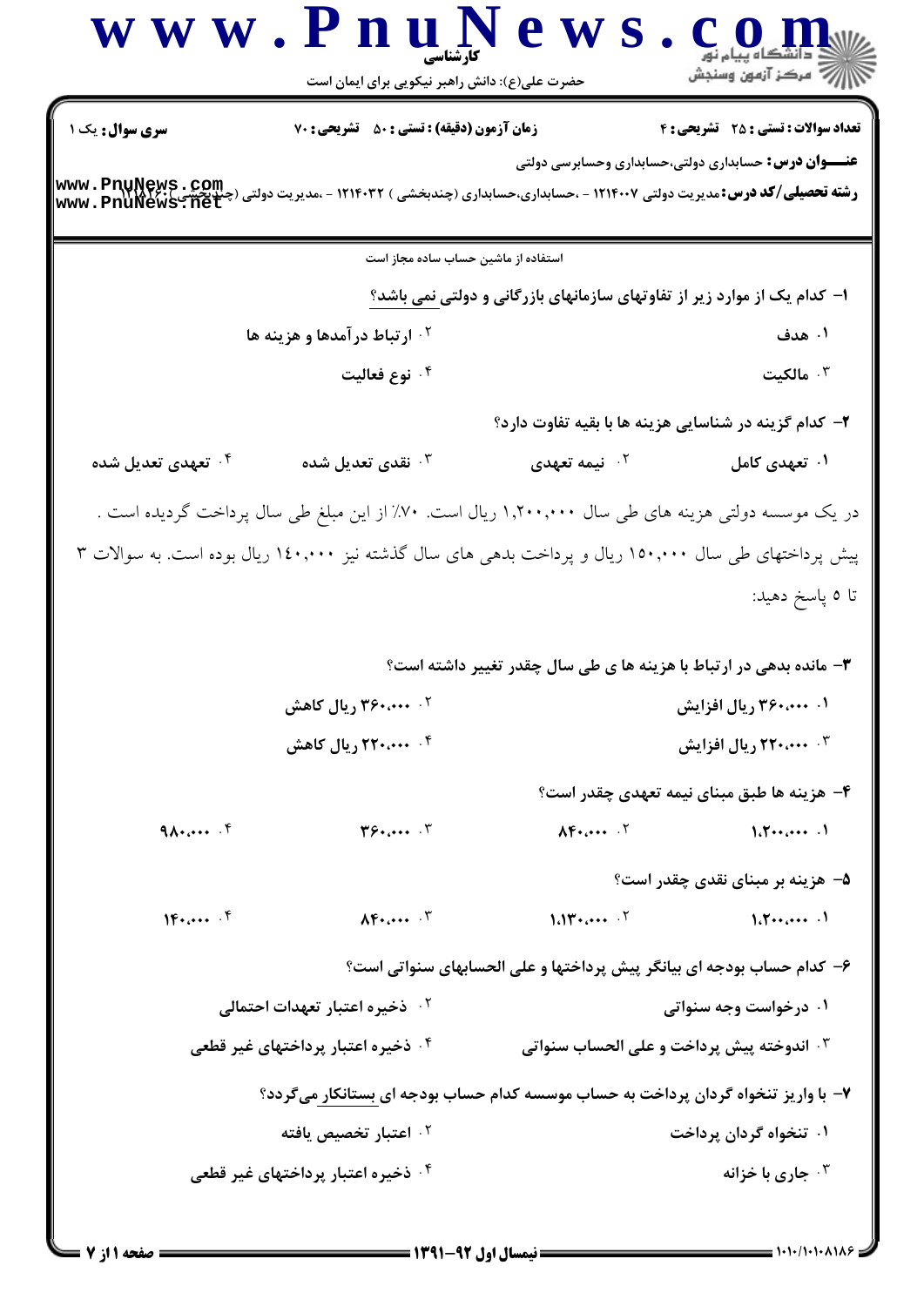کارشناسی

حضرت علی(ع): دانش راهبر نیکویی برای ایمان است

**سری سوال:** یک ۱ | **زمان آزمون (دقیقه) : تستی : ۵۰ تشریحی : ۷۰** | **تعداد سوالات : تستی : ۲۵ تشریحی : ۴**

**عنـــوان درس:** حسابداری دولتی،حسابداری وحسابرسی دولتی

**رشته تحصیلی/کد درس:** مدیریت دولتی ۱۲۱۴۰۰۷ - ،حسابداری،حسابداری (چندبخشی ) ۱۲۱۴۰۳۲ - ،مدیریت دولتی (چندبخشی ) ۱۲۱۸۲۶۰

استفاده از ماشین حساب ساده مجاز است

۱- کدام یک از موارد زیر از تفاوتهای سازمانهای بازرگانی و دولتی نمی باشد؟

۱. هدف
۲. ارتباط درآمدها و هزینه ها
۳. مالکیت
۴. نوع فعالیت

۲- کدام گزینه در شناسایی هزینه ها با بقیه تفاوت دارد؟

۱. تعهدی کامل
۲. نیمه تعهدی
۳. نقدی تعدیل شده
۴. تعهدی تعدیل شده

در یک موسسه دولتی هزینه های طی سال ۱,۲۰۰,۰۰۰ ریال است. ۷۰٪ از این مبلغ طی سال پرداخت گردیده است . پیش پرداختهای طی سال ۱۵۰,۰۰۰ ریال و پرداخت بدهی های سال گذشته نیز ۱۴۰,۰۰۰ ریال بوده است. به سوالات ۳ تا ۵ پاسخ دهید:

۳- مانده بدهی در ارتباط با هزینه ها ی طی سال چقدر تغییر داشته است؟

۱. ۳۶۰,۰۰۰ ریال افزایش
۲. ۳۶۰,۰۰۰ ریال کاهش
۳. ۲۲۰,۰۰۰ ریال افزایش
۴. ۲۲۰,۰۰۰ ریال کاهش

۴- هزینه ها طبق مبنای نیمه تعهدی چقدر است؟

۱. ۱,۲۰۰,۰۰۰
۲. ۸۴۰,۰۰۰
۳. ۳۶۰,۰۰۰
۴. ۹۸۰,۰۰۰

۵- هزینه بر مبنای نقدی چقدر است؟

۱. ۱,۲۰۰,۰۰۰
۲. ۱,۱۳۰,۰۰۰
۳. ۸۴۰,۰۰۰
۴. ۱۴۰,۰۰۰

۶- کدام حساب بودجه ای بیانگر پیش پرداختها و علی الحسابهای سنواتی است؟

۱. درخواست وجه سنواتی
۲. ذخیره اعتبار تعهدات احتمالی
۳. اندوخته پیش پرداخت و علی الحساب سنواتی
۴. ذخیره اعتبار پرداختهای غیر قطعی

۷- با واریز تنخواه گردان پرداخت به حساب موسسه کدام حساب بودجه ای بستانکار میگردد؟

۱. تنخواه گردان پرداخت
۲. اعتبار تخصیص یافته
۳. جاری با خزانه
۴. ذخیره اعتبار پرداختهای غیر قطعی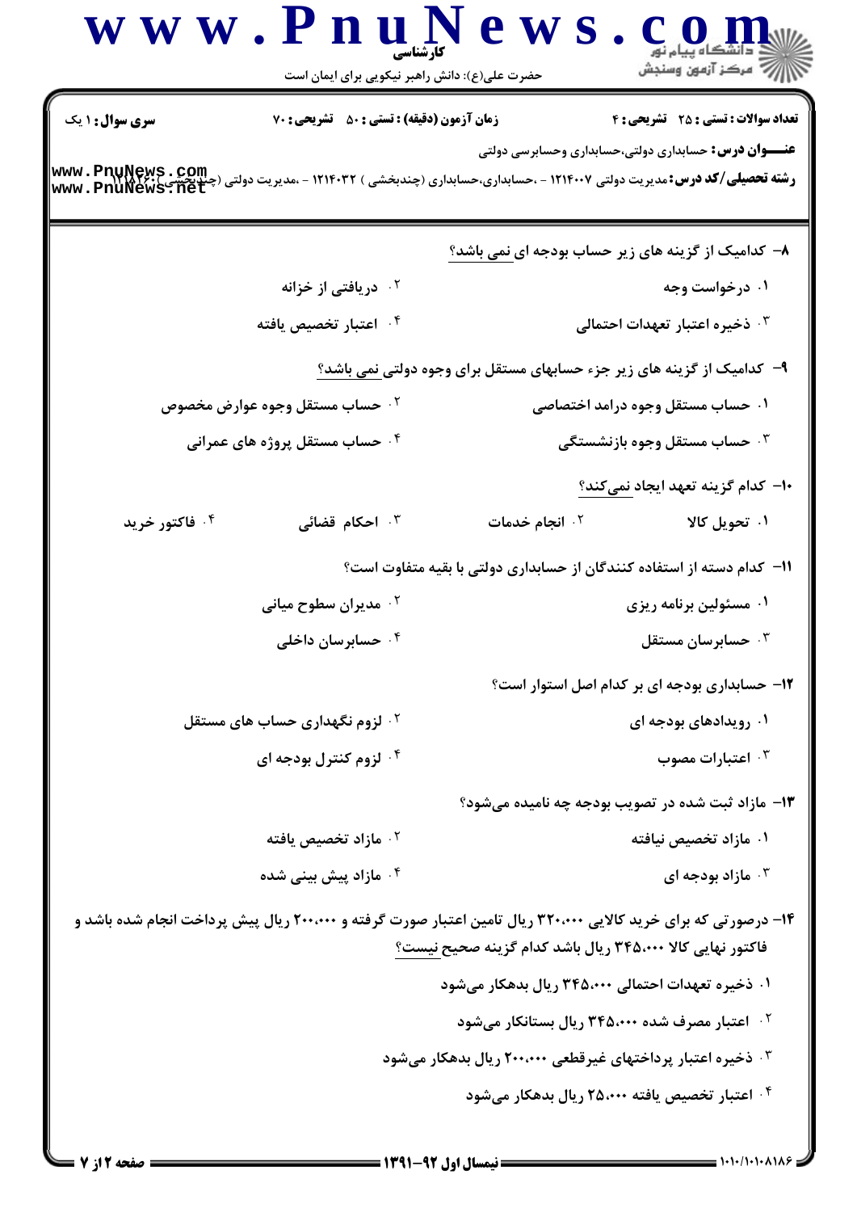**سری سوال:** ۱ یک | **زمان آزمون (دقیقه) : تستی :** ۵۰ **تشریحی :** ۷۰ | **تعداد سوالات : تستی :** ۲۵ **تشریحی :** ۴

**عنـــوان درس:** حسابداری دولتی،حسابداری وحسابرسی دولتی

**رشته تحصیلی/کد درس:** مدیریت دولتی ۱۲۱۴۰۰۷ - ،حسابداری،حسابداری (چندبخشی ) ۱۲۱۴۰۳۲ - ،مدیریت دولتی (چندبخشی )۱۲۱۸۲۶۰

۸- کدامیک از گزینه های زیر حساب بودجه ای نمی باشد؟

۱. درخواست وجه

۲. دریافتی از خزانه

۳. ذخیره اعتبار تعهدات احتمالی

۴. اعتبار تخصیص یافته

۹- کدامیک از گزینه های زیر جزء حسابهای مستقل برای وجوه دولتی نمی باشد؟

۱. حساب مستقل وجوه درامد اختصاصی

۲. حساب مستقل وجوه عوارض مخصوص

۳. حساب مستقل وجوه بازنشستگی

۴. حساب مستقل پروژه های عمرانی

۱۰- کدام گزینه تعهد ایجاد نمی‌کند؟

۱. تحویل کالا

۲. انجام خدمات

۳. احکام قضائی

۴. فاکتور خرید

۱۱- کدام دسته از استفاده کنندگان از حسابداری دولتی با بقیه متفاوت است؟

۱. مسئولین برنامه ریزی

۲. مدیران سطوح میانی

۳. حسابرسان مستقل

۴. حسابرسان داخلی

۱۲- حسابداری بودجه ای بر کدام اصل استوار است؟

۱. رویدادهای بودجه ای

۲. لزوم نگهداری حساب های مستقل

۳. اعتبارات مصوب

۴. لزوم کنترل بودجه ای

۱۳- مازاد ثبت شده در تصویب بودجه چه نامیده می‌شود؟

۱. مازاد تخصیص نیافته

۲. مازاد تخصیص یافته

۳. مازاد بودجه ای

۴. مازاد پیش بینی شده

۱۴- درصورتی که برای خرید کالایی ۳۲۰،۰۰۰ ریال تامین اعتبار صورت گرفته و ۲۰۰،۰۰۰ ریال پیش پرداخت انجام شده باشد و فاکتور نهایی کالا ۳۴۵،۰۰۰ ریال باشد کدام گزینه صحیح نیست؟

۱. ذخیره تعهدات احتمالی ۳۴۵،۰۰۰ ریال بدهکار می‌شود

۲. اعتبار مصرف شده ۳۴۵،۰۰۰ ریال بستانکار می‌شود

۳. ذخیره اعتبار پرداختهای غیرقطعی ۲۰۰،۰۰۰ ریال بدهکار می‌شود

۴. اعتبار تخصیص یافته ۲۵،۰۰۰ ریال بدهکار می‌شود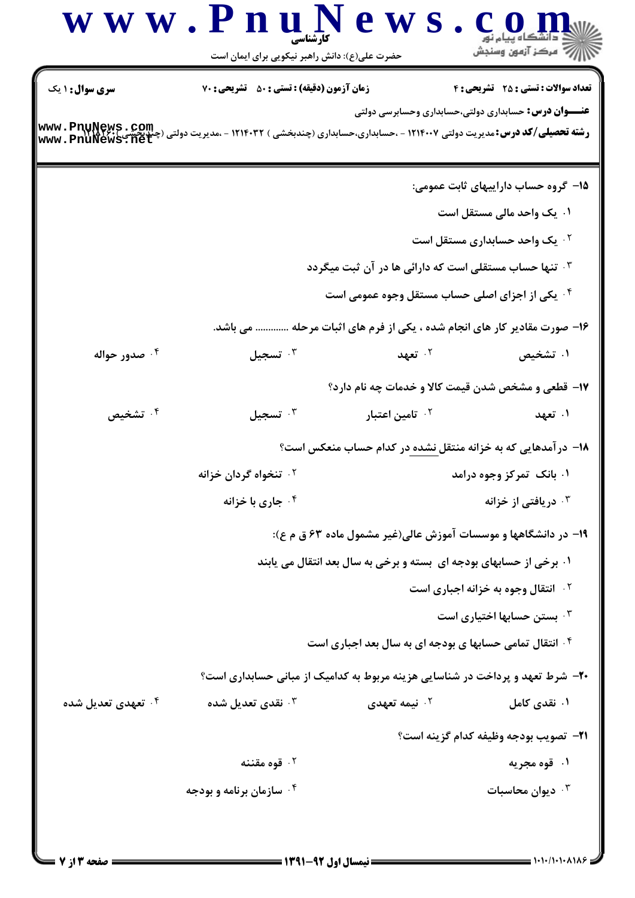**سری سوال:** ۱ یک

**زمان آزمون (دقیقه) : تستی : ۵۰ تشریحی : ۷۰**

**تعداد سوالات : تستی : ۲۵ تشریحی : ۴**

**عنـــوان درس:** حسابداری دولتی،حسابداری وحسابرسی دولتی

**رشته تحصیلی/کد درس:** مدیریت دولتی ۱۲۱۴۰۰۷ - ،حسابداری،حسابداری (چندبخشی ) ۱۲۱۴۰۳۲ - ،مدیریت دولتی (چندبخشی ) ۱۲۱۸۲۶۰

۱۵- گروه حساب داراییهای ثابت عمومی:

۱. یک واحد مالی مستقل است

۲. یک واحد حسابداری مستقل است

۳. تنها حساب مستقلی است که دارائی ها در آن ثبت میگردد

۴. یکی از اجزای اصلی حساب مستقل وجوه عمومی است

۱۶- صورت مقادیر کار های انجام شده ، یکی از فرم های اثبات مرحله ............ می باشد.

۱. تشخیص ۲. تعهد ۳. تسجیل ۴. صدور حواله

۱۷- قطعی و مشخص شدن قیمت کالا و خدمات چه نام دارد؟

۱. تعهد ۲. تامین اعتبار ۳. تسجیل ۴. تشخیص

۱۸- درآمدهایی که به خزانه منتقل نشده در کدام حساب منعکس است؟

۱. بانک تمرکز وجوه درامد

۲. تنخواه گردان خزانه

۳. دریافتی از خزانه

۴. جاری با خزانه

۱۹- در دانشگاهها و موسسات آموزش عالی(غیر مشمول ماده ۶۳ ق م ع):

۱. برخی از حسابهای بودجه ای بسته و برخی به سال بعد انتقال می یابند

۲. انتقال وجوه به خزانه اجباری است

۳. بستن حسابها اختیاری است

۴. انتقال تمامی حسابها ی بودجه ای به سال بعد اجباری است

۲۰- شرط تعهد و پرداخت در شناسایی هزینه مربوط به کدامیک از مبانی حسابداری است؟

۱. نقدی کامل ۲. نیمه تعهدی ۳. نقدی تعدیل شده ۴. تعهدی تعدیل شده

۲۱- تصویب بودجه وظیفه کدام گزینه است؟

۱. قوه مجریه

۲. قوه مقننه

۳. دیوان محاسبات

۴. سازمان برنامه و بودجه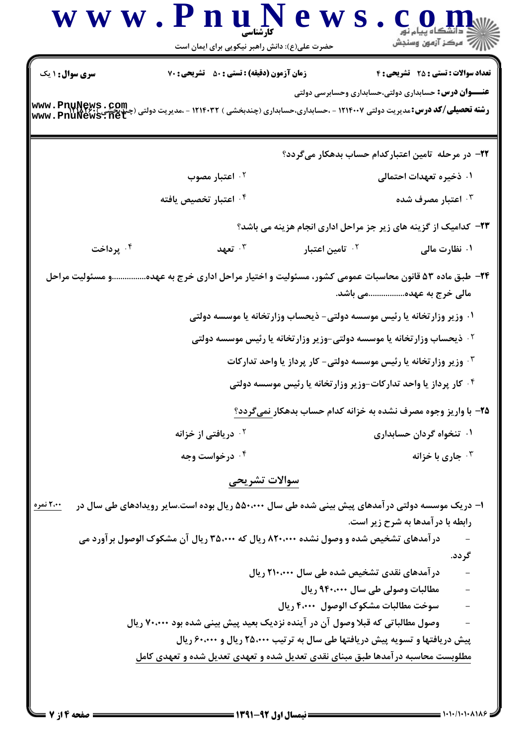**سری سوال:** ۱ یک | **زمان آزمون (دقیقه) : تستی : ۵۰ تشریحی : ۷۰** | **تعداد سوالات : تستی : ۲۵ تشریحی : ۴**

**عنـــوان درس:** حسابداری دولتی،حسابداری وحسابرسی دولتی

**رشته تحصیلی/کد درس:** مدیریت دولتی ۱۲۱۴۰۰۷ - ،حسابداری،حسابداری (چندبخشی ) ۱۲۱۴۰۳۲ - ،مدیریت دولتی (چندبخشی )۱۲۱۸۲۶۰

۲۲- در مرحله تامین اعتبارکدام حساب بدهکار می‌گردد؟

۱. ذخیره تعهدات احتمالی

۲. اعتبار مصوب

۳. اعتبار مصرف شده

۴. اعتبار تخصیص یافته

۲۳- کدامیک از گزینه های زیر جز مراحل اداری انجام هزینه می باشد؟

۱. نظارت مالی

۲. تامین اعتبار

۳. تعهد

۴. پرداخت

۲۴- طبق ماده ۵۳ قانون محاسبات عمومی کشور، مسئولیت و اختیار مراحل اداری خرج به عهده................و مسئولیت مراحل مالی خرج به عهده................می باشد.

۱. وزیر وزارتخانه یا رئیس موسسه دولتی- ذیحساب وزارتخانه یا موسسه دولتی

۲. ذیحساب وزارتخانه یا موسسه دولتی-وزیر وزارتخانه یا رئیس موسسه دولتی

۳. وزیر وزارتخانه یا رئیس موسسه دولتی- کار پرداز یا واحد تدارکات

۴. کار پرداز یا واحد تدارکات-وزیر وزارتخانه یا رئیس موسسه دولتی

۲۵- با واریز وجوه مصرف نشده به خزانه کدام حساب بدهکار نمی‌گردد؟

۱. تنخواه گردان حسابداری

۲. دریافتی از خزانه

۳. جاری با خزانه

۴. درخواست وجه

## سوالات تشریحی

۱- دریک موسسه دولتی درآمدهای پیش بینی شده طی سال ۵۵۰،۰۰۰ ریال بوده است.سایر رویدادهای طی سال در رابطه با درآمدها به شرح زیر است. (۲،۰۰ نمره)

- درآمدهای تشخیص شده و وصول نشده ۸۲۰،۰۰۰ ریال که ۳۵،۰۰۰ ریال آن مشکوک الوصول برآورد می گردد.
- درآمدهای نقدی تشخیص شده طی سال ۲۱۰،۰۰۰ ریال
- مطالبات وصولی طی سال ۹۴۰،۰۰۰ ریال
- سوخت مطالبات مشکوک الوصول ۴،۰۰۰ ریال
- وصول مطالباتی که قبلا وصول آن در آینده نزدیک بعید پیش بینی شده بود ۷۰،۰۰۰ ریال

پیش دریافتها و تسویه پیش دریافتها طی سال به ترتیب ۲۵،۰۰۰ ریال و ۶۰،۰۰۰ ریال

مطلوبست محاسبه درآمدها طبق مبنای نقدی تعدیل شده و تعهدی تعدیل شده و تعهدی کامل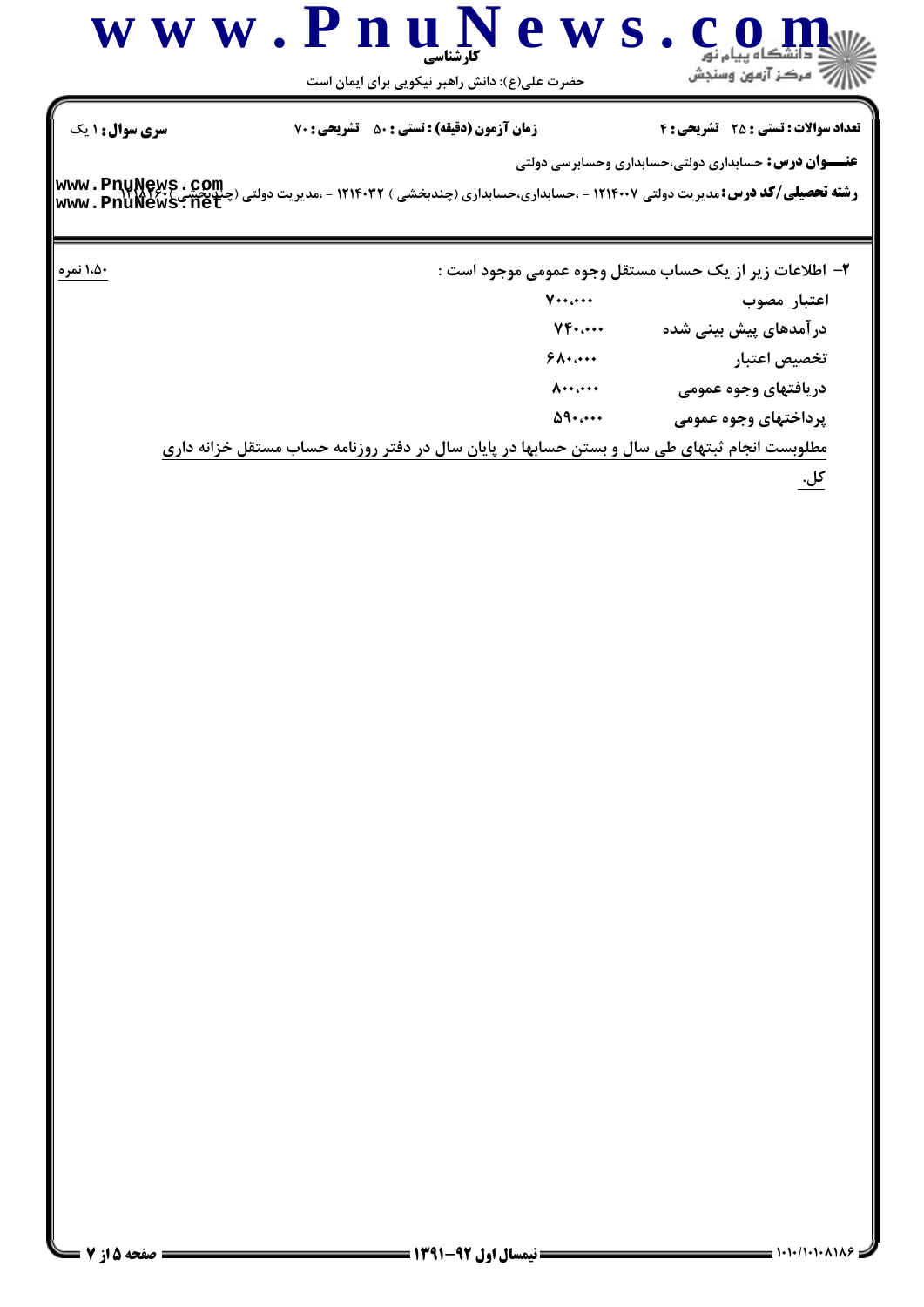۲- اطلاعات زیر از یک حساب مستقل وجوه عمومی موجود است :

۱،۵۰ نمره

| | |
|---|---|
| اعتبار مصوب | ۷۰۰،۰۰۰ |
| درآمدهای پیش بینی شده | ۷۴۰،۰۰۰ |
| تخصیص اعتبار | ۶۸۰،۰۰۰ |
| دریافتهای وجوه عمومی | ۸۰۰،۰۰۰ |
| پرداختهای وجوه عمومی | ۵۹۰،۰۰۰ |

مطلوبست انجام ثبتهای طی سال و بستن حسابها در پایان سال در دفتر روزنامه حساب مستقل خزانه داری کل.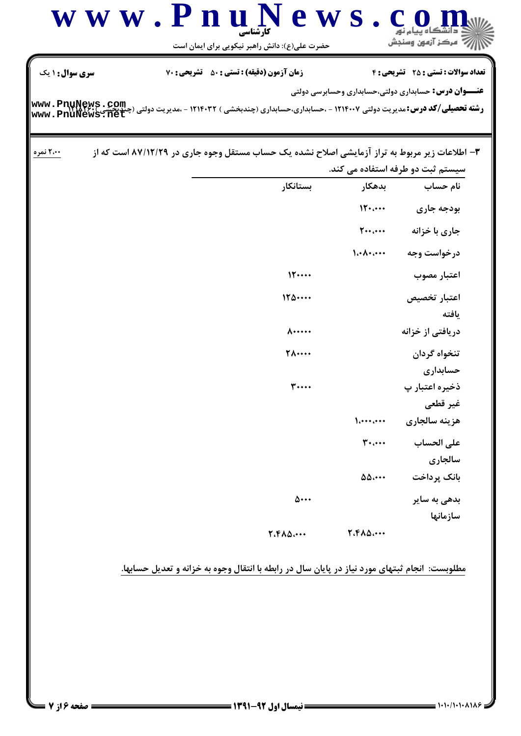**سری سوال:** ۱ یک | **زمان آزمون (دقیقه) : تستی :** ۵۰ **تشریحی :** ۷۰ | **تعداد سوالات : تستی :** ۲۵ **تشریحی :** ۴

**عنـــوان درس:** حسابداری دولتی،حسابداری وحسابرسی دولتی

**رشته تحصیلی/کد درس:** مدیریت دولتی ۱۲۱۴۰۰۷ - ،حسابداری،حسابداری (چندبخشی ) ۱۲۱۴۰۳۲ - ،مدیریت دولتی (چندبخشی )۱۲۱۸۲۶۰

۳- اطلاعات زیر مربوط به تراز آزمایشی اصلاح نشده یک حساب مستقل وجوه جاری در ۸۷/۱۲/۲۹ است که از سیستم ثبت دو طرفه استفاده می کند. **۲،۰۰ نمره**

| نام حساب | بدهکار | بستانکار |
|---|---|---|
| بودجه جاری | ۱۲۰،۰۰۰ | |
| جاری با خزانه | ۲۰۰،۰۰۰ | |
| درخواست وجه | ۱،۰۸۰،۰۰۰ | |
| اعتبار مصوب | | ۱۲۰۰۰۰ |
| اعتبار تخصیص یافته | | ۱۲۵۰۰۰۰ |
| دریافتی از خزانه | | ۸۰۰۰۰۰ |
| تنخواه گردان حسابداری | | ۲۸۰۰۰۰ |
| ذخیره اعتبار پ غیر قطعی | | ۳۰۰۰۰ |
| هزینه سالجاری | ۱،۰۰۰،۰۰۰ | |
| علی الحساب سالجاری | ۳۰،۰۰۰ | |
| بانک پرداخت | ۵۵،۰۰۰ | |
| بدهی به سایر سازمانها | | ۵۰۰۰ |
| | ۲،۴۸۵،۰۰۰ | ۲،۴۸۵،۰۰۰ |

مطلوبست: انجام ثبتهای مورد نیاز در پایان سال در رابطه با انتقال وجوه به خزانه و تعدیل حسابها.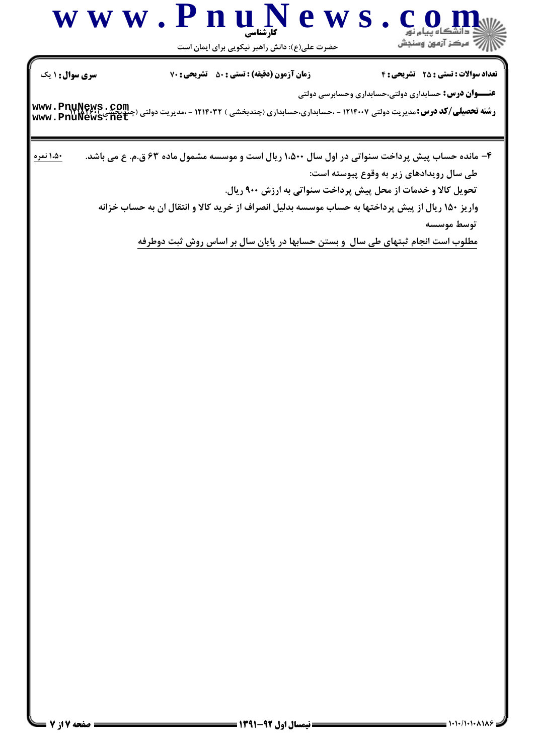**سری سوال:** ۱ یک | **زمان آزمون (دقیقه) : تستی :** ۵۰ **تشریحی :** ۷۰ | **تعداد سوالات : تستی :** ۲۵ **تشریحی :** ۴

**عنـــوان درس:** حسابداری دولتی،حسابداری وحسابرسی دولتی

**رشته تحصیلی/کد درس:** مدیریت دولتی ۱۲۱۴۰۰۷ - ،حسابداری،حسابداری (چندبخشی ) ۱۲۱۴۰۳۲ - ،مدیریت دولتی (چندبخشی )۱۲۱۸۲۶۰

۴- مانده حساب پیش پرداخت سنواتی در اول سال ۱،۵۰۰ ریال است و موسسه مشمول ماده ۶۳ ق.م. ع می باشد. ۱،۵۰ نمره

طی سال رویدادهای زیر به وقوع پیوسته است:

تحویل کالا و خدمات از محل پیش پرداخت سنواتی به ارزش ۹۰۰ ریال.

واریز ۱۵۰ ریال از پیش پرداختها به حساب موسسه بدلیل انصراف از خرید کالا و انتقال ان به حساب خزانه توسط موسسه

مطلوب است انجام ثبتهای طی سال و بستن حسابها در پایان سال بر اساس روش ثبت دوطرفه